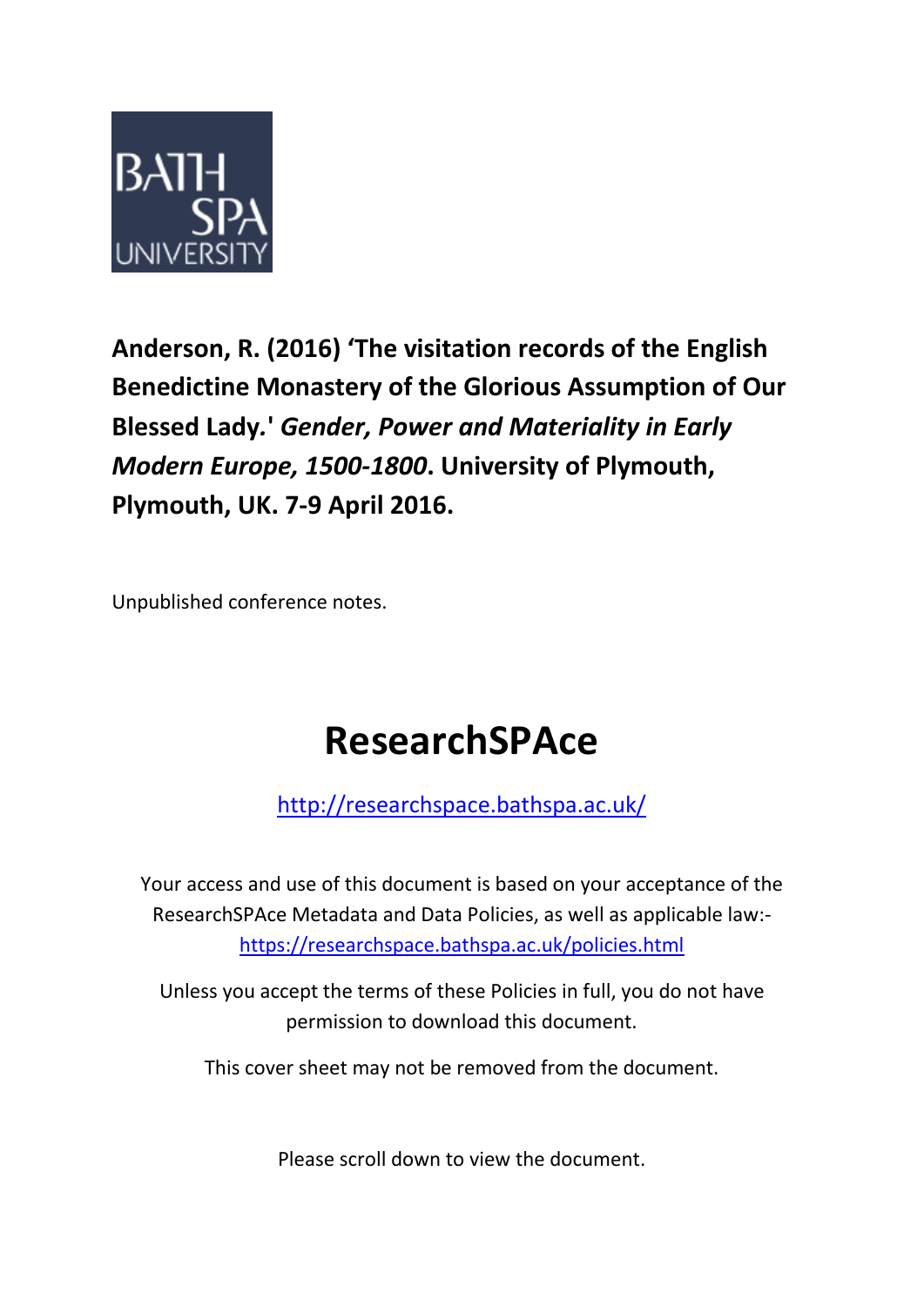BATH SPA UNIVERSITY

**Anderson, R. (2016) 'The visitation records of the English Benedictine Monastery of the Glorious Assumption of Our Blessed Lady.'** ***Gender, Power and Materiality in Early Modern Europe, 1500-1800*****. University of Plymouth, Plymouth, UK. 7-9 April 2016.**

Unpublished conference notes.

# ResearchSPAce

http://researchspace.bathspa.ac.uk/

Your access and use of this document is based on your acceptance of the ResearchSPAce Metadata and Data Policies, as well as applicable law:- https://researchspace.bathspa.ac.uk/policies.html

Unless you accept the terms of these Policies in full, you do not have permission to download this document.

This cover sheet may not be removed from the document.

Please scroll down to view the document.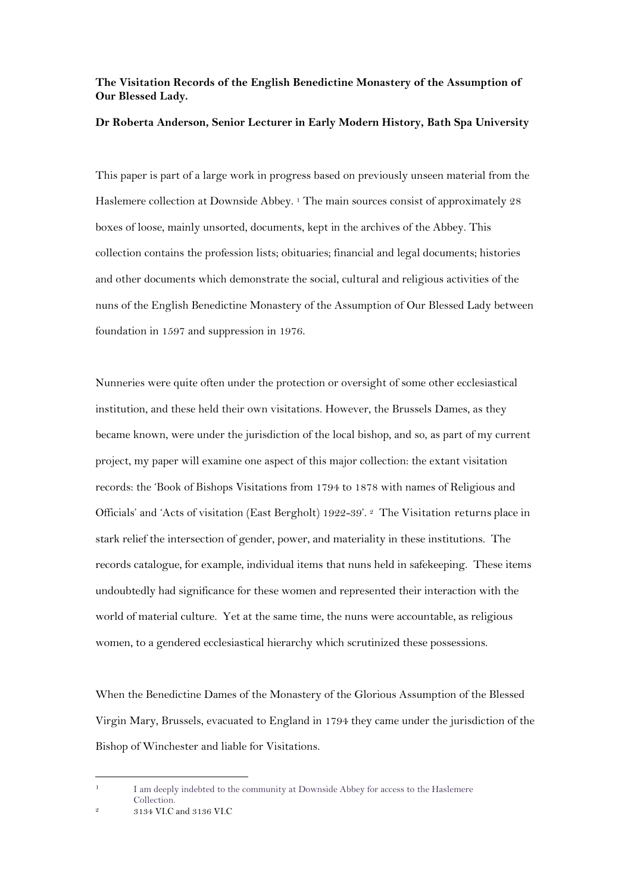**The Visitation Records of the English Benedictine Monastery of the Assumption of Our Blessed Lady.**

**Dr Roberta Anderson, Senior Lecturer in Early Modern History, Bath Spa University**

This paper is part of a large work in progress based on previously unseen material from the Haslemere collection at Downside Abbey. [1] The main sources consist of approximately 28 boxes of loose, mainly unsorted, documents, kept in the archives of the Abbey. This collection contains the profession lists; obituaries; financial and legal documents; histories and other documents which demonstrate the social, cultural and religious activities of the nuns of the English Benedictine Monastery of the Assumption of Our Blessed Lady between foundation in 1597 and suppression in 1976.

Nunneries were quite often under the protection or oversight of some other ecclesiastical institution, and these held their own visitations. However, the Brussels Dames, as they became known, were under the jurisdiction of the local bishop, and so, as part of my current project, my paper will examine one aspect of this major collection: the extant visitation records: the 'Book of Bishops Visitations from 1794 to 1878 with names of Religious and Officials' and 'Acts of visitation (East Bergholt) 1922-39'. [2] The Visitation returns place in stark relief the intersection of gender, power, and materiality in these institutions. The records catalogue, for example, individual items that nuns held in safekeeping. These items undoubtedly had significance for these women and represented their interaction with the world of material culture. Yet at the same time, the nuns were accountable, as religious women, to a gendered ecclesiastical hierarchy which scrutinized these possessions.

When the Benedictine Dames of the Monastery of the Glorious Assumption of the Blessed Virgin Mary, Brussels, evacuated to England in 1794 they came under the jurisdiction of the Bishop of Winchester and liable for Visitations.

---

[1] I am deeply indebted to the community at Downside Abbey for access to the Haslemere Collection.

[2] 3134 VI.C and 3136 VI.C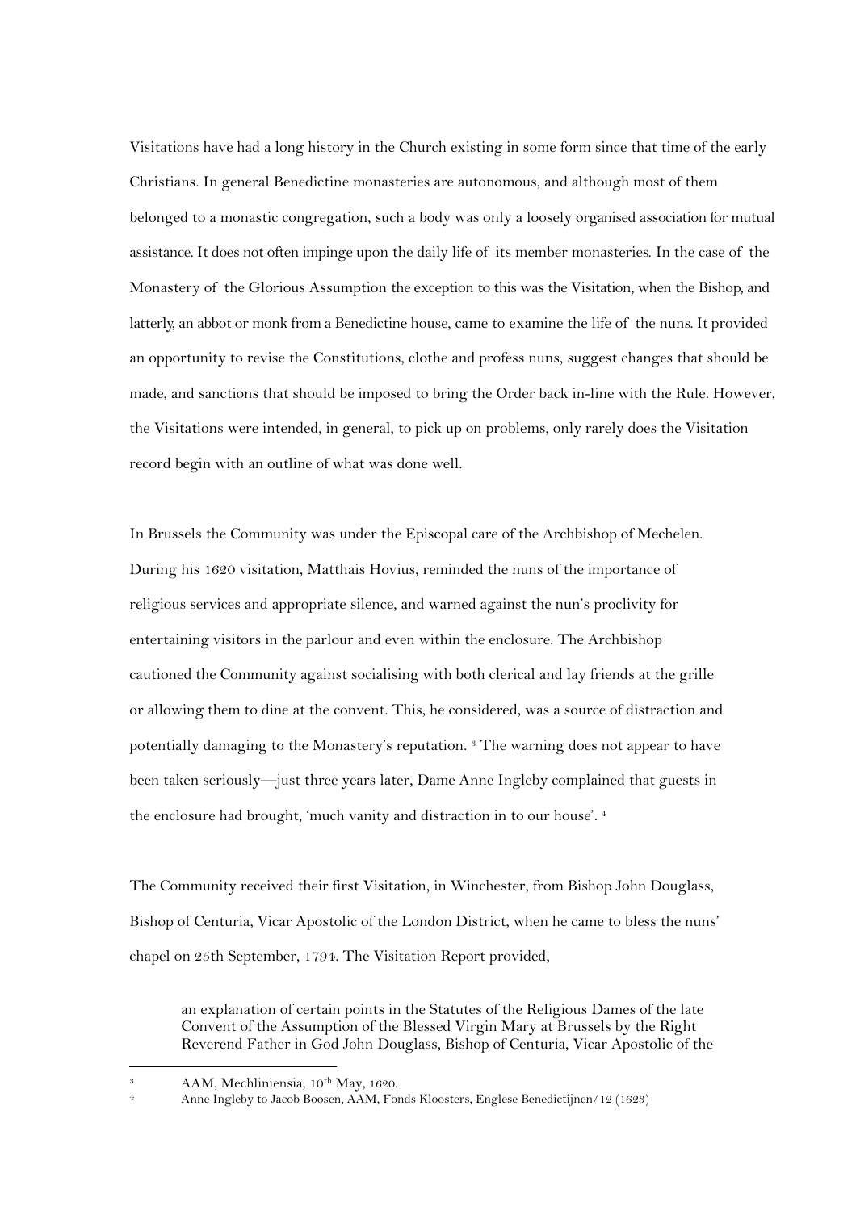Visitations have had a long history in the Church existing in some form since that time of the early Christians. In general Benedictine monasteries are autonomous, and although most of them belonged to a monastic congregation, such a body was only a loosely organised association for mutual assistance. It does not often impinge upon the daily life of its member monasteries. In the case of the Monastery of the Glorious Assumption the exception to this was the Visitation, when the Bishop, and latterly, an abbot or monk from a Benedictine house, came to examine the life of the nuns. It provided an opportunity to revise the Constitutions, clothe and profess nuns, suggest changes that should be made, and sanctions that should be imposed to bring the Order back in-line with the Rule. However, the Visitations were intended, in general, to pick up on problems, only rarely does the Visitation record begin with an outline of what was done well.

In Brussels the Community was under the Episcopal care of the Archbishop of Mechelen. During his 1620 visitation, Matthais Hovius, reminded the nuns of the importance of religious services and appropriate silence, and warned against the nun's proclivity for entertaining visitors in the parlour and even within the enclosure. The Archbishop cautioned the Community against socialising with both clerical and lay friends at the grille or allowing them to dine at the convent. This, he considered, was a source of distraction and potentially damaging to the Monastery's reputation. [3] The warning does not appear to have been taken seriously—just three years later, Dame Anne Ingleby complained that guests in the enclosure had brought, 'much vanity and distraction in to our house'. [4]

The Community received their first Visitation, in Winchester, from Bishop John Douglass, Bishop of Centuria, Vicar Apostolic of the London District, when he came to bless the nuns' chapel on 25th September, 1794. The Visitation Report provided,

> an explanation of certain points in the Statutes of the Religious Dames of the late Convent of the Assumption of the Blessed Virgin Mary at Brussels by the Right Reverend Father in God John Douglass, Bishop of Centuria, Vicar Apostolic of the

---

[3] AAM, Mechliniensia, 10th May, 1620.

[4] Anne Ingleby to Jacob Boosen, AAM, Fonds Kloosters, Englese Benedictijnen/12 (1623)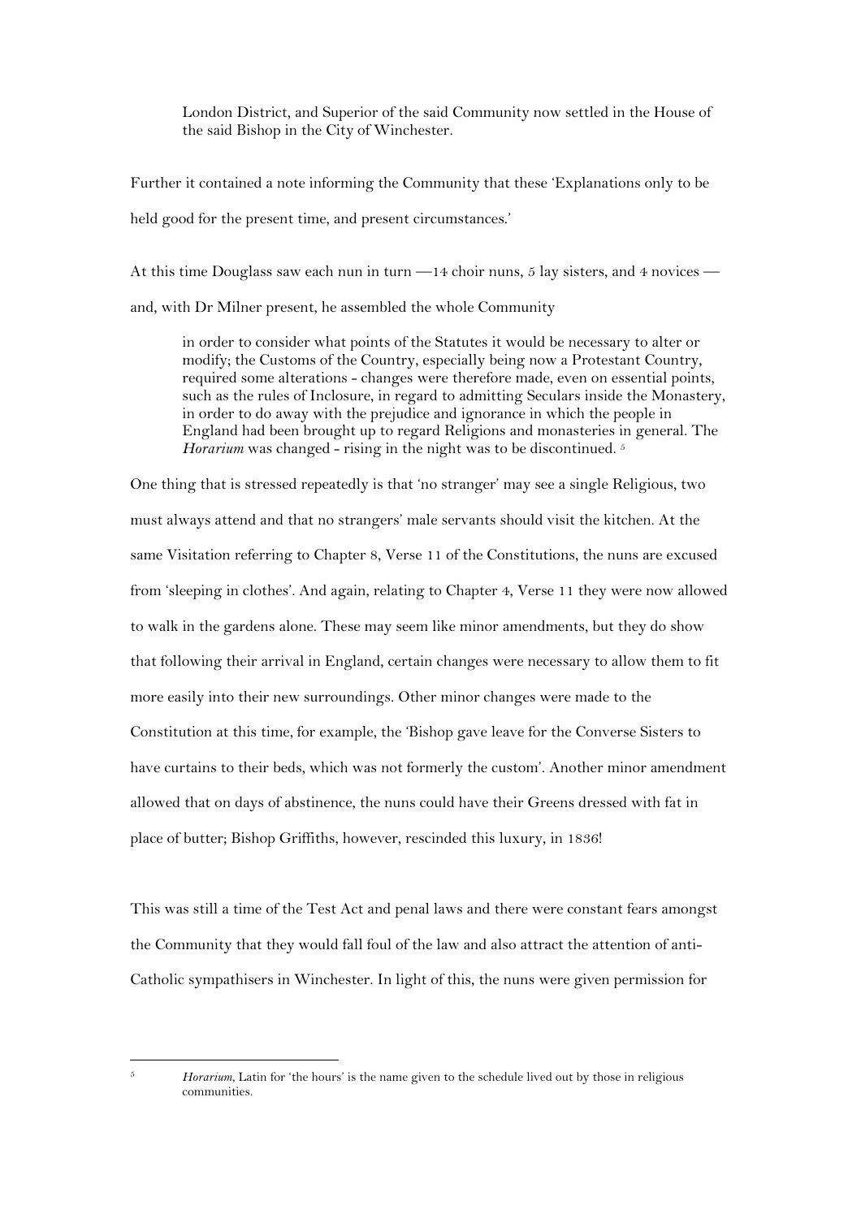> London District, and Superior of the said Community now settled in the House of the said Bishop in the City of Winchester.

Further it contained a note informing the Community that these 'Explanations only to be held good for the present time, and present circumstances.'

At this time Douglass saw each nun in turn —14 choir nuns, 5 lay sisters, and 4 novices — and, with Dr Milner present, he assembled the whole Community

> in order to consider what points of the Statutes it would be necessary to alter or modify; the Customs of the Country, especially being now a Protestant Country, required some alterations - changes were therefore made, even on essential points, such as the rules of Inclosure, in regard to admitting Seculars inside the Monastery, in order to do away with the prejudice and ignorance in which the people in England had been brought up to regard Religions and monasteries in general. The *Horarium* was changed - rising in the night was to be discontinued. [5]

One thing that is stressed repeatedly is that 'no stranger' may see a single Religious, two must always attend and that no strangers' male servants should visit the kitchen. At the same Visitation referring to Chapter 8, Verse 11 of the Constitutions, the nuns are excused from 'sleeping in clothes'. And again, relating to Chapter 4, Verse 11 they were now allowed to walk in the gardens alone. These may seem like minor amendments, but they do show that following their arrival in England, certain changes were necessary to allow them to fit more easily into their new surroundings. Other minor changes were made to the Constitution at this time, for example, the 'Bishop gave leave for the Converse Sisters to have curtains to their beds, which was not formerly the custom'. Another minor amendment allowed that on days of abstinence, the nuns could have their Greens dressed with fat in place of butter; Bishop Griffiths, however, rescinded this luxury, in 1836!

This was still a time of the Test Act and penal laws and there were constant fears amongst the Community that they would fall foul of the law and also attract the attention of anti-Catholic sympathisers in Winchester. In light of this, the nuns were given permission for

---

[5] *Horarium*, Latin for 'the hours' is the name given to the schedule lived out by those in religious communities.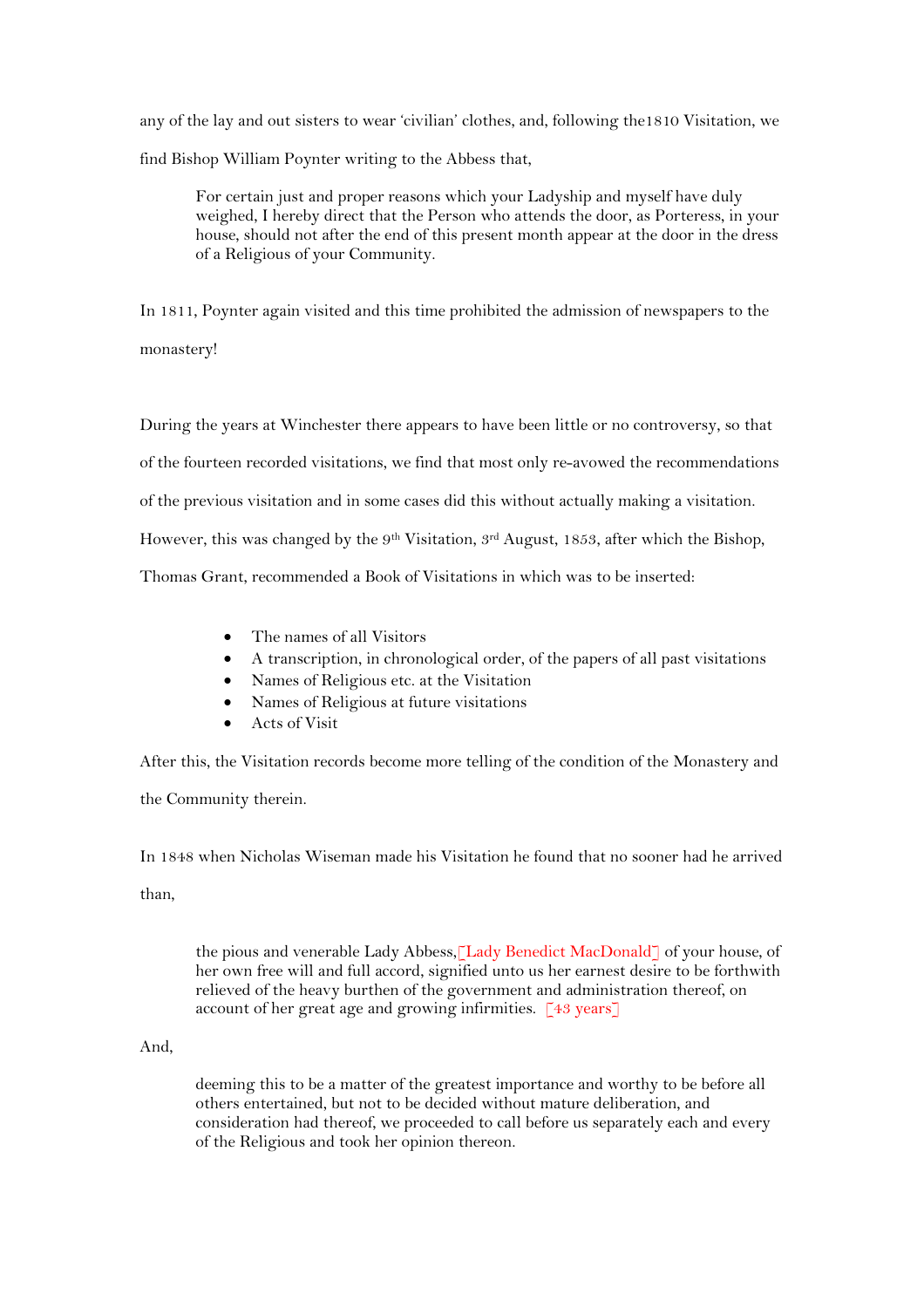any of the lay and out sisters to wear 'civilian' clothes, and, following the1810 Visitation, we find Bishop William Poynter writing to the Abbess that,

> For certain just and proper reasons which your Ladyship and myself have duly weighed, I hereby direct that the Person who attends the door, as Porteress, in your house, should not after the end of this present month appear at the door in the dress of a Religious of your Community.

In 1811, Poynter again visited and this time prohibited the admission of newspapers to the monastery!

During the years at Winchester there appears to have been little or no controversy, so that of the fourteen recorded visitations, we find that most only re-avowed the recommendations of the previous visitation and in some cases did this without actually making a visitation. However, this was changed by the 9th Visitation, 3rd August, 1853, after which the Bishop, Thomas Grant, recommended a Book of Visitations in which was to be inserted:

- The names of all Visitors
- A transcription, in chronological order, of the papers of all past visitations
- Names of Religious etc. at the Visitation
- Names of Religious at future visitations
- Acts of Visit

After this, the Visitation records become more telling of the condition of the Monastery and the Community therein.

In 1848 when Nicholas Wiseman made his Visitation he found that no sooner had he arrived than,

> the pious and venerable Lady Abbess,[Lady Benedict MacDonald] of your house, of her own free will and full accord, signified unto us her earnest desire to be forthwith relieved of the heavy burthen of the government and administration thereof, on account of her great age and growing infirmities. [43 years]

And,

> deeming this to be a matter of the greatest importance and worthy to be before all others entertained, but not to be decided without mature deliberation, and consideration had thereof, we proceeded to call before us separately each and every of the Religious and took her opinion thereon.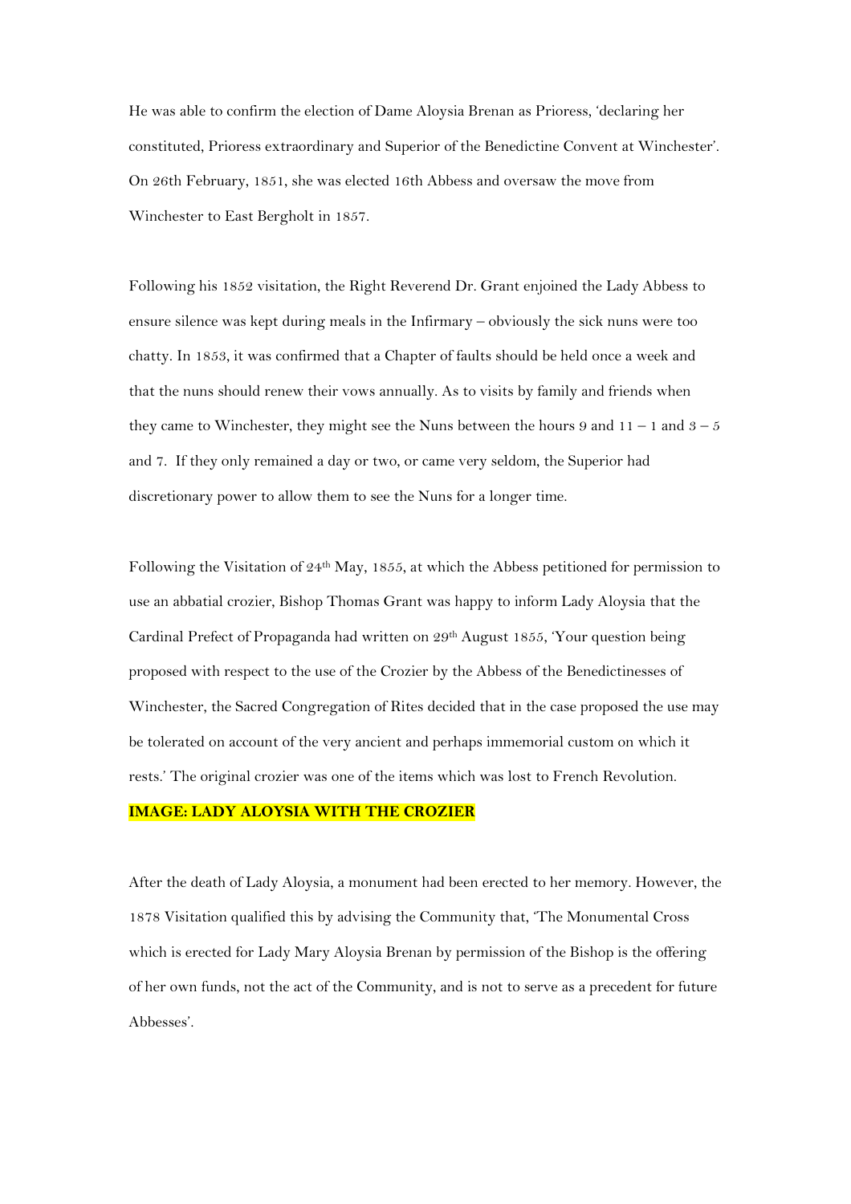He was able to confirm the election of Dame Aloysia Brenan as Prioress, 'declaring her constituted, Prioress extraordinary and Superior of the Benedictine Convent at Winchester'. On 26th February, 1851, she was elected 16th Abbess and oversaw the move from Winchester to East Bergholt in 1857.

Following his 1852 visitation, the Right Reverend Dr. Grant enjoined the Lady Abbess to ensure silence was kept during meals in the Infirmary – obviously the sick nuns were too chatty. In 1853, it was confirmed that a Chapter of faults should be held once a week and that the nuns should renew their vows annually. As to visits by family and friends when they came to Winchester, they might see the Nuns between the hours 9 and 11 – 1 and 3 – 5 and 7. If they only remained a day or two, or came very seldom, the Superior had discretionary power to allow them to see the Nuns for a longer time.

Following the Visitation of 24th May, 1855, at which the Abbess petitioned for permission to use an abbatial crozier, Bishop Thomas Grant was happy to inform Lady Aloysia that the Cardinal Prefect of Propaganda had written on 29th August 1855, 'Your question being proposed with respect to the use of the Crozier by the Abbess of the Benedictinesses of Winchester, the Sacred Congregation of Rites decided that in the case proposed the use may be tolerated on account of the very ancient and perhaps immemorial custom on which it rests.' The original crozier was one of the items which was lost to French Revolution.

**IMAGE: LADY ALOYSIA WITH THE CROZIER**

After the death of Lady Aloysia, a monument had been erected to her memory. However, the 1878 Visitation qualified this by advising the Community that, 'The Monumental Cross which is erected for Lady Mary Aloysia Brenan by permission of the Bishop is the offering of her own funds, not the act of the Community, and is not to serve as a precedent for future Abbesses'.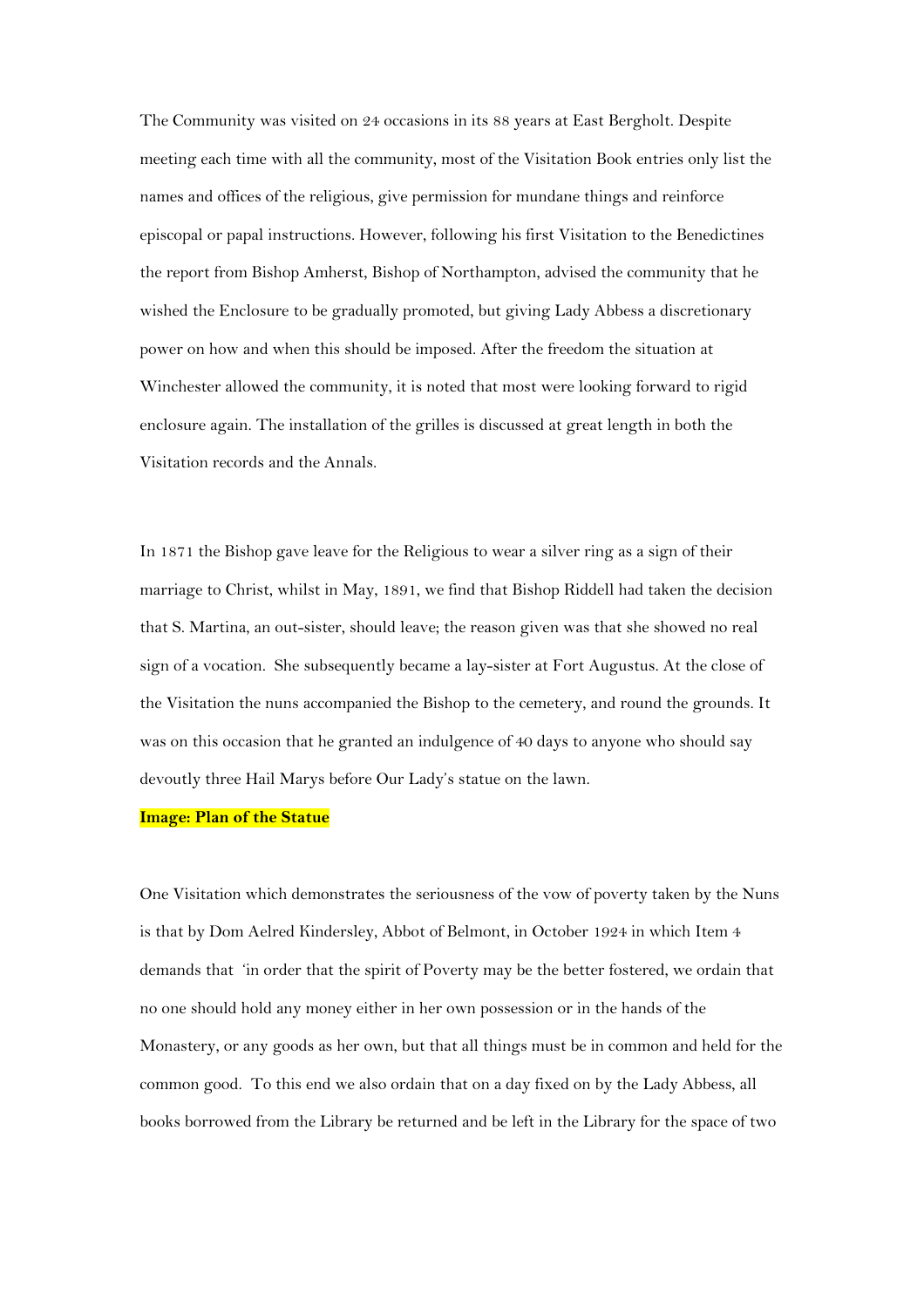The Community was visited on 24 occasions in its 88 years at East Bergholt. Despite meeting each time with all the community, most of the Visitation Book entries only list the names and offices of the religious, give permission for mundane things and reinforce episcopal or papal instructions. However, following his first Visitation to the Benedictines the report from Bishop Amherst, Bishop of Northampton, advised the community that he wished the Enclosure to be gradually promoted, but giving Lady Abbess a discretionary power on how and when this should be imposed. After the freedom the situation at Winchester allowed the community, it is noted that most were looking forward to rigid enclosure again. The installation of the grilles is discussed at great length in both the Visitation records and the Annals.

In 1871 the Bishop gave leave for the Religious to wear a silver ring as a sign of their marriage to Christ, whilst in May, 1891, we find that Bishop Riddell had taken the decision that S. Martina, an out-sister, should leave; the reason given was that she showed no real sign of a vocation. She subsequently became a lay-sister at Fort Augustus. At the close of the Visitation the nuns accompanied the Bishop to the cemetery, and round the grounds. It was on this occasion that he granted an indulgence of 40 days to anyone who should say devoutly three Hail Marys before Our Lady's statue on the lawn.

**Image: Plan of the Statue**

One Visitation which demonstrates the seriousness of the vow of poverty taken by the Nuns is that by Dom Aelred Kindersley, Abbot of Belmont, in October 1924 in which Item 4 demands that 'in order that the spirit of Poverty may be the better fostered, we ordain that no one should hold any money either in her own possession or in the hands of the Monastery, or any goods as her own, but that all things must be in common and held for the common good. To this end we also ordain that on a day fixed on by the Lady Abbess, all books borrowed from the Library be returned and be left in the Library for the space of two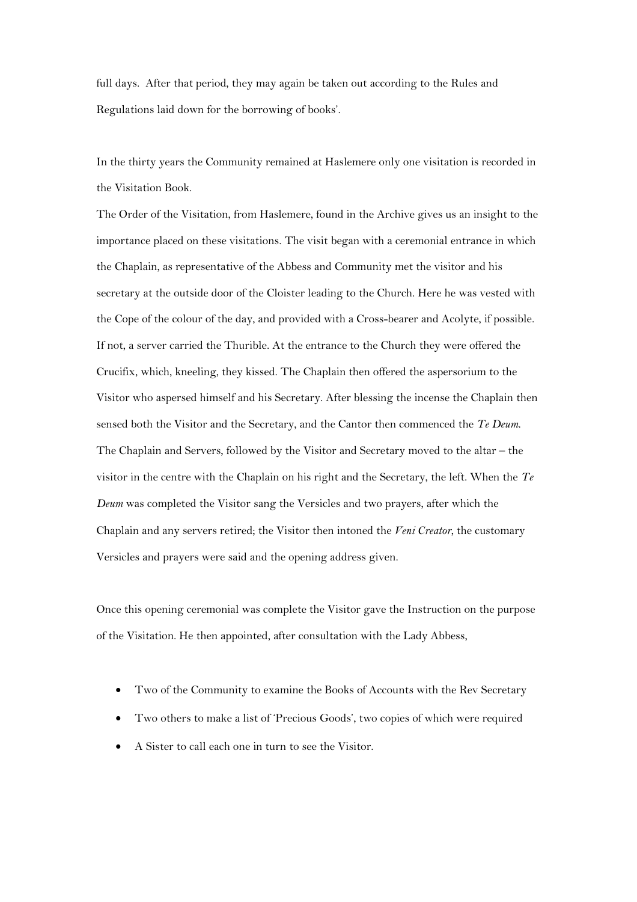full days. After that period, they may again be taken out according to the Rules and Regulations laid down for the borrowing of books'.

In the thirty years the Community remained at Haslemere only one visitation is recorded in the Visitation Book.

The Order of the Visitation, from Haslemere, found in the Archive gives us an insight to the importance placed on these visitations. The visit began with a ceremonial entrance in which the Chaplain, as representative of the Abbess and Community met the visitor and his secretary at the outside door of the Cloister leading to the Church. Here he was vested with the Cope of the colour of the day, and provided with a Cross-bearer and Acolyte, if possible. If not, a server carried the Thurible. At the entrance to the Church they were offered the Crucifix, which, kneeling, they kissed. The Chaplain then offered the aspersorium to the Visitor who aspersed himself and his Secretary. After blessing the incense the Chaplain then sensed both the Visitor and the Secretary, and the Cantor then commenced the *Te Deum.* The Chaplain and Servers, followed by the Visitor and Secretary moved to the altar – the visitor in the centre with the Chaplain on his right and the Secretary, the left. When the *Te Deum* was completed the Visitor sang the Versicles and two prayers, after which the Chaplain and any servers retired; the Visitor then intoned the *Veni Creator*, the customary Versicles and prayers were said and the opening address given.

Once this opening ceremonial was complete the Visitor gave the Instruction on the purpose of the Visitation. He then appointed, after consultation with the Lady Abbess,

- Two of the Community to examine the Books of Accounts with the Rev Secretary
- Two others to make a list of 'Precious Goods', two copies of which were required
- A Sister to call each one in turn to see the Visitor.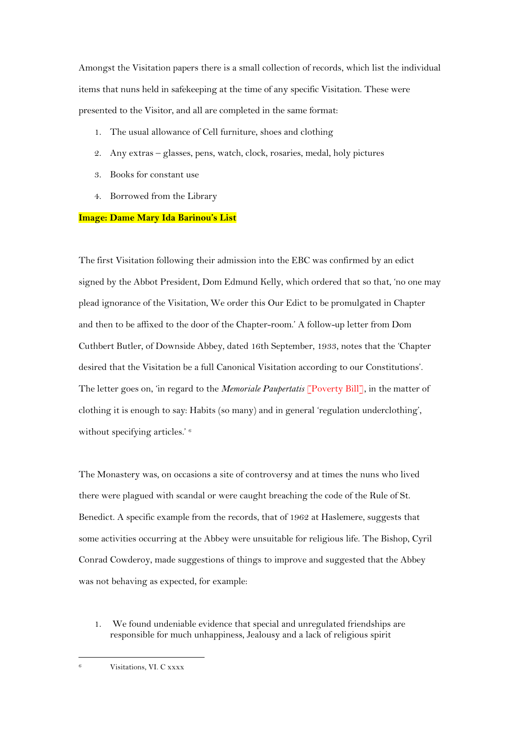Amongst the Visitation papers there is a small collection of records, which list the individual items that nuns held in safekeeping at the time of any specific Visitation. These were presented to the Visitor, and all are completed in the same format:

1. The usual allowance of Cell furniture, shoes and clothing
2. Any extras – glasses, pens, watch, clock, rosaries, medal, holy pictures
3. Books for constant use
4. Borrowed from the Library

**Image: Dame Mary Ida Barinou's List**

The first Visitation following their admission into the EBC was confirmed by an edict signed by the Abbot President, Dom Edmund Kelly, which ordered that so that, 'no one may plead ignorance of the Visitation, We order this Our Edict to be promulgated in Chapter and then to be affixed to the door of the Chapter-room.' A follow-up letter from Dom Cuthbert Butler, of Downside Abbey, dated 16th September, 1933, notes that the 'Chapter desired that the Visitation be a full Canonical Visitation according to our Constitutions'. The letter goes on, 'in regard to the *Memoriale Paupertatis* [Poverty Bill], in the matter of clothing it is enough to say: Habits (so many) and in general 'regulation underclothing', without specifying articles.' [6]

The Monastery was, on occasions a site of controversy and at times the nuns who lived there were plagued with scandal or were caught breaching the code of the Rule of St. Benedict. A specific example from the records, that of 1962 at Haslemere, suggests that some activities occurring at the Abbey were unsuitable for religious life. The Bishop, Cyril Conrad Cowderoy, made suggestions of things to improve and suggested that the Abbey was not behaving as expected, for example:

1. We found undeniable evidence that special and unregulated friendships are responsible for much unhappiness, Jealousy and a lack of religious spirit

---

[6] Visitations, VI. C xxxx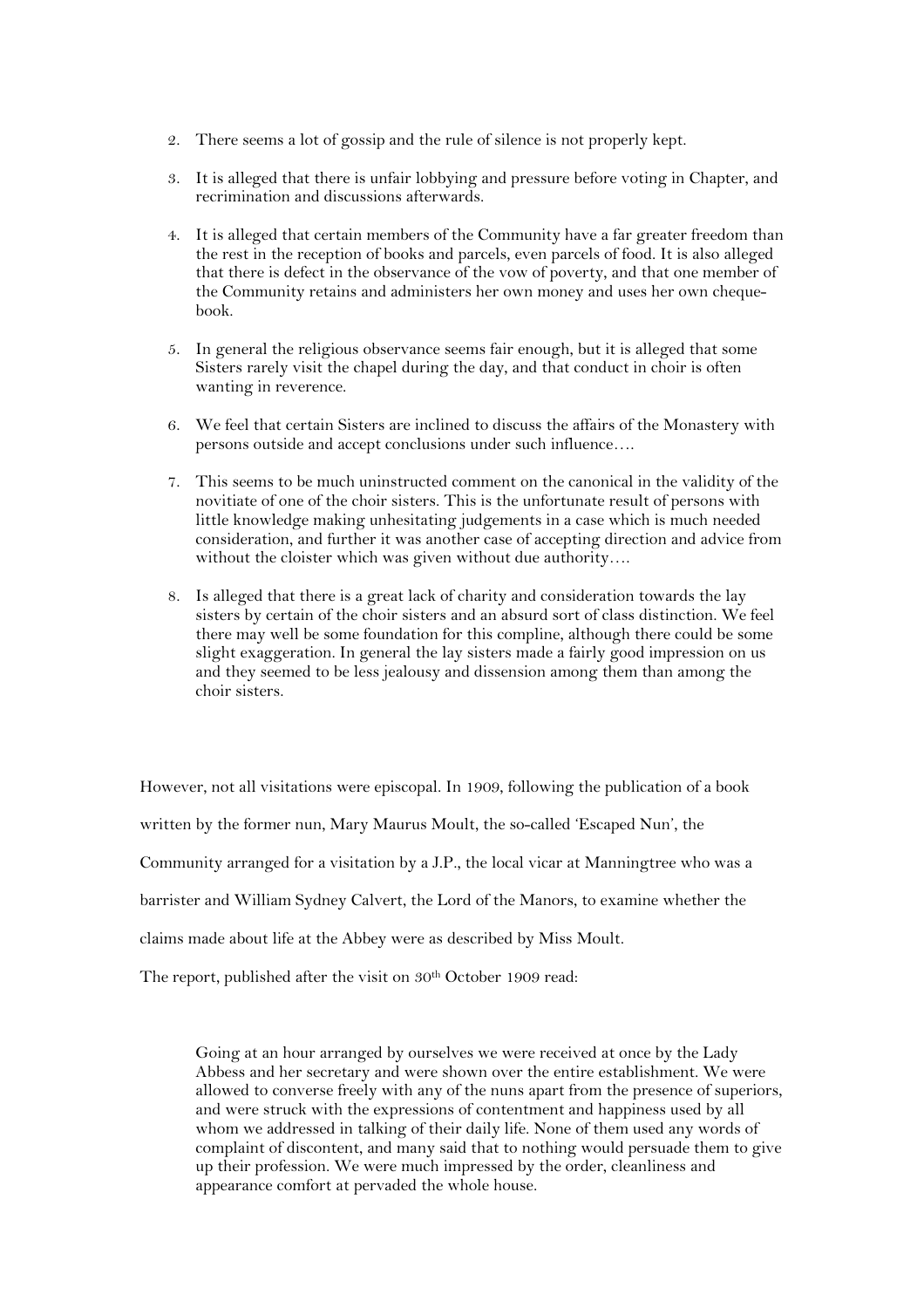2. There seems a lot of gossip and the rule of silence is not properly kept.

3. It is alleged that there is unfair lobbying and pressure before voting in Chapter, and recrimination and discussions afterwards.

4. It is alleged that certain members of the Community have a far greater freedom than the rest in the reception of books and parcels, even parcels of food. It is also alleged that there is defect in the observance of the vow of poverty, and that one member of the Community retains and administers her own money and uses her own cheque-book.

5. In general the religious observance seems fair enough, but it is alleged that some Sisters rarely visit the chapel during the day, and that conduct in choir is often wanting in reverence.

6. We feel that certain Sisters are inclined to discuss the affairs of the Monastery with persons outside and accept conclusions under such influence….

7. This seems to be much uninstructed comment on the canonical in the validity of the novitiate of one of the choir sisters. This is the unfortunate result of persons with little knowledge making unhesitating judgements in a case which is much needed consideration, and further it was another case of accepting direction and advice from without the cloister which was given without due authority….

8. Is alleged that there is a great lack of charity and consideration towards the lay sisters by certain of the choir sisters and an absurd sort of class distinction. We feel there may well be some foundation for this compline, although there could be some slight exaggeration. In general the lay sisters made a fairly good impression on us and they seemed to be less jealousy and dissension among them than among the choir sisters.

However, not all visitations were episcopal. In 1909, following the publication of a book written by the former nun, Mary Maurus Moult, the so-called 'Escaped Nun', the Community arranged for a visitation by a J.P., the local vicar at Manningtree who was a barrister and William Sydney Calvert, the Lord of the Manors, to examine whether the claims made about life at the Abbey were as described by Miss Moult.

The report, published after the visit on 30th October 1909 read:

> Going at an hour arranged by ourselves we were received at once by the Lady Abbess and her secretary and were shown over the entire establishment. We were allowed to converse freely with any of the nuns apart from the presence of superiors, and were struck with the expressions of contentment and happiness used by all whom we addressed in talking of their daily life. None of them used any words of complaint of discontent, and many said that to nothing would persuade them to give up their profession. We were much impressed by the order, cleanliness and appearance comfort at pervaded the whole house.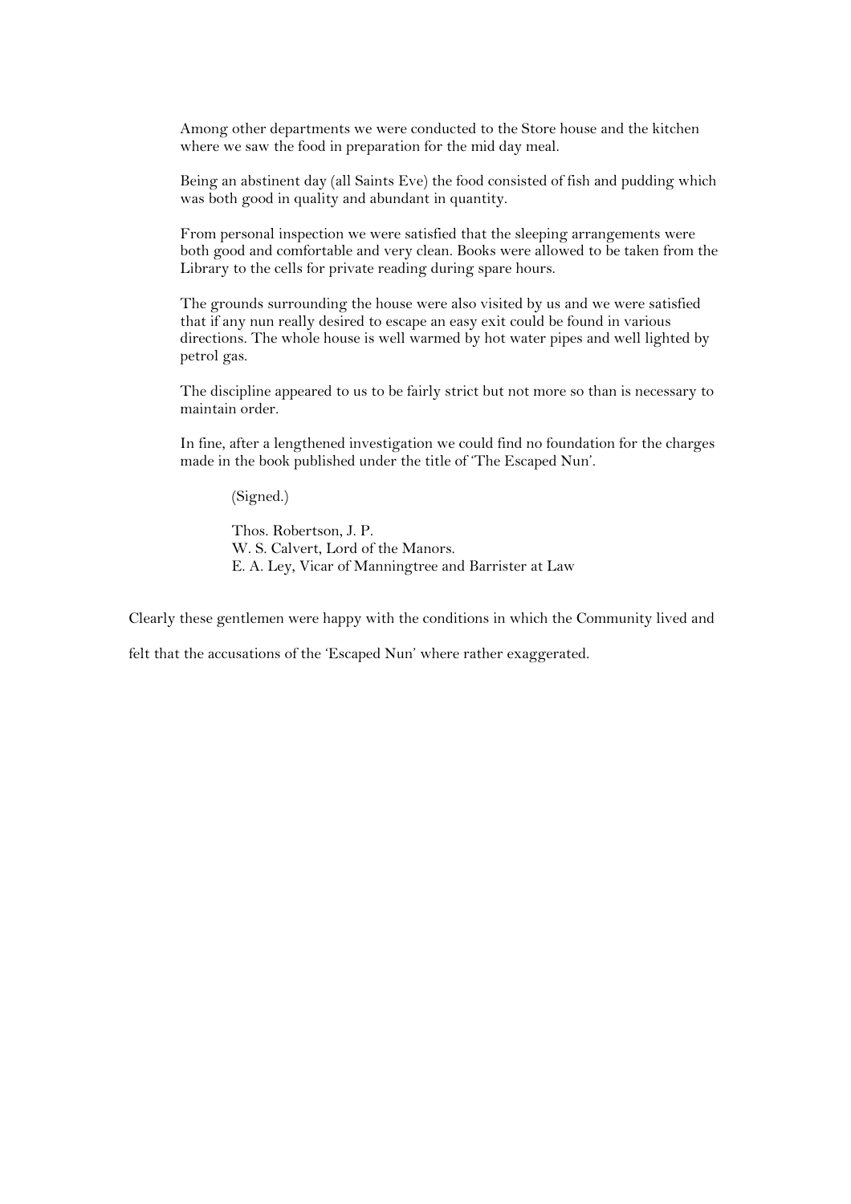Among other departments we were conducted to the Store house and the kitchen where we saw the food in preparation for the mid day meal.

Being an abstinent day (all Saints Eve) the food consisted of fish and pudding which was both good in quality and abundant in quantity.

From personal inspection we were satisfied that the sleeping arrangements were both good and comfortable and very clean. Books were allowed to be taken from the Library to the cells for private reading during spare hours.

The grounds surrounding the house were also visited by us and we were satisfied that if any nun really desired to escape an easy exit could be found in various directions. The whole house is well warmed by hot water pipes and well lighted by petrol gas.

The discipline appeared to us to be fairly strict but not more so than is necessary to maintain order.

In fine, after a lengthened investigation we could find no foundation for the charges made in the book published under the title of 'The Escaped Nun'.

(Signed.)

Thos. Robertson, J. P.
W. S. Calvert, Lord of the Manors.
E. A. Ley, Vicar of Manningtree and Barrister at Law

Clearly these gentlemen were happy with the conditions in which the Community lived and felt that the accusations of the 'Escaped Nun' where rather exaggerated.